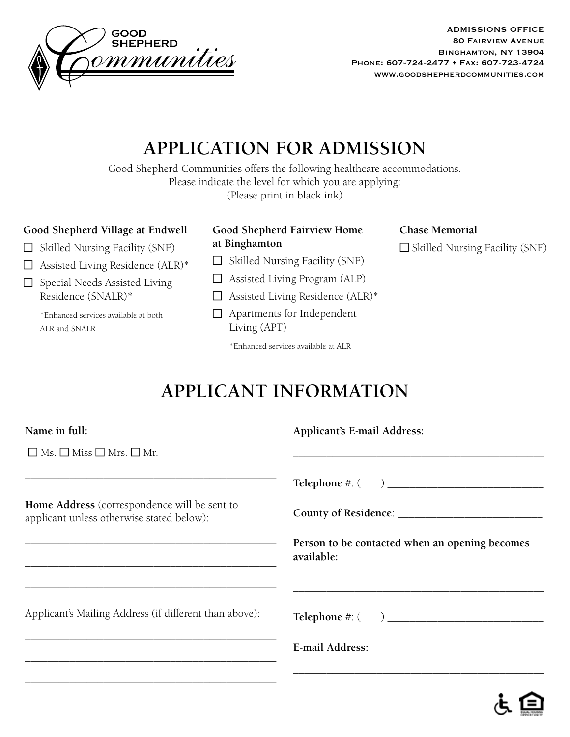GOOD SHEPHERD Communities

ADMISSIONS OFFICE
80 Fairview Avenue
Binghamton, NY 13904
Phone: 607-724-2477 • Fax: 607-723-4724
www.goodshepherdcommunities.com

# APPLICATION FOR ADMISSION

Good Shepherd Communities offers the following healthcare accommodations.
Please indicate the level for which you are applying:
(Please print in black ink)

**Good Shepherd Village at Endwell**

- ☐ Skilled Nursing Facility (SNF)
- ☐ Assisted Living Residence (ALR)*
- ☐ Special Needs Assisted Living Residence (SNALR)*

*Enhanced services available at both ALR and SNALR

**Good Shepherd Fairview Home at Binghamton**

- ☐ Skilled Nursing Facility (SNF)
- ☐ Assisted Living Program (ALP)
- ☐ Assisted Living Residence (ALR)*
- ☐ Apartments for Independent Living (APT)

*Enhanced services available at ALR

**Chase Memorial**

- ☐ Skilled Nursing Facility (SNF)

# APPLICANT INFORMATION

**Name in full:**

☐ Ms. ☐ Miss ☐ Mrs. ☐ Mr.

_____________________________________________

**Home Address** (correspondence will be sent to applicant unless otherwise stated below):

_____________________________________________

_____________________________________________

_____________________________________________

Applicant's Mailing Address (if different than above):

_____________________________________________

_____________________________________________

_____________________________________________

**Applicant's E-mail Address:**

_____________________________________________

**Telephone #**: (      ) ___________________________

**County of Residence**: ___________________________

**Person to be contacted when an opening becomes available:**

_____________________________________________

**Telephone #**: (      ) ___________________________

**E-mail Address:**

_____________________________________________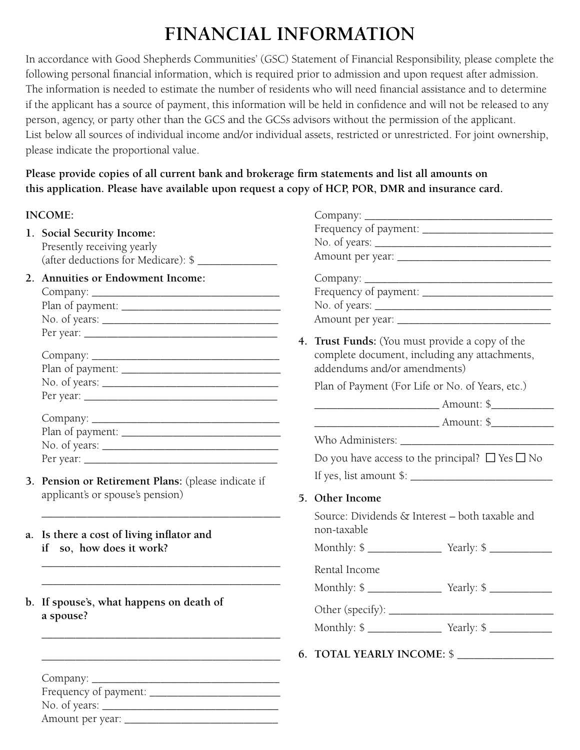# FINANCIAL INFORMATION

In accordance with Good Shepherds Communities' (GSC) Statement of Financial Responsibility, please complete the following personal financial information, which is required prior to admission and upon request after admission. The information is needed to estimate the number of residents who will need financial assistance and to determine if the applicant has a source of payment, this information will be held in confidence and will not be released to any person, agency, or party other than the GCS and the GCSs advisors without the permission of the applicant.
List below all sources of individual income and/or individual assets, restricted or unrestricted. For joint ownership, please indicate the proportional value.

**Please provide copies of all current bank and brokerage firm statements and list all amounts on this application. Please have available upon request a copy of HCP, POR, DMR and insurance card.**

**INCOME:**

1. **Social Security Income:**
   Presently receiving yearly
   (after deductions for Medicare): $ ______________

2. **Annuities or Endowment Income:**
   Company: ________________________________
   Plan of payment: ____________________________
   No. of years: ______________________________
   Per year: _________________________________

   Company: ________________________________
   Plan of payment: ____________________________
   No. of years: ______________________________
   Per year: _________________________________

   Company: ________________________________
   Plan of payment: ____________________________
   No. of years: ______________________________
   Per year: _________________________________

3. **Pension or Retirement Plans:** (please indicate if applicant's or spouse's pension)

   ________________________________________

a. **Is there a cost of living inflator and if so, how does it work?**

   ________________________________________

   ________________________________________

b. **If spouse's, what happens on death of a spouse?**

   ________________________________________

   ________________________________________

   Company: ________________________________
   Frequency of payment: _______________________
   No. of years: ______________________________
   Amount per year: ___________________________

   Company: ________________________________
   Frequency of payment: _______________________
   No. of years: ______________________________
   Amount per year: ___________________________

   Company: ________________________________
   Frequency of payment: _______________________
   No. of years: ______________________________
   Amount per year: ___________________________

4. **Trust Funds:** (You must provide a copy of the complete document, including any attachments, addendums and/or amendments)

   Plan of Payment (For Life or No. of Years, etc.)

   ______________________ Amount: $___________

   ______________________ Amount: $___________

   Who Administers: ____________________________

   Do you have access to the principal? ☐ Yes ☐ No

   If yes, list amount $: _________________________

5. **Other Income**

   Source: Dividends & Interest – both taxable and non-taxable

   Monthly: $ _____________ Yearly: $ ___________

   Rental Income

   Monthly: $ _____________ Yearly: $ ___________

   Other (specify): _____________________________

   Monthly: $ _____________ Yearly: $ ___________

6. **TOTAL YEARLY INCOME:** $ _________________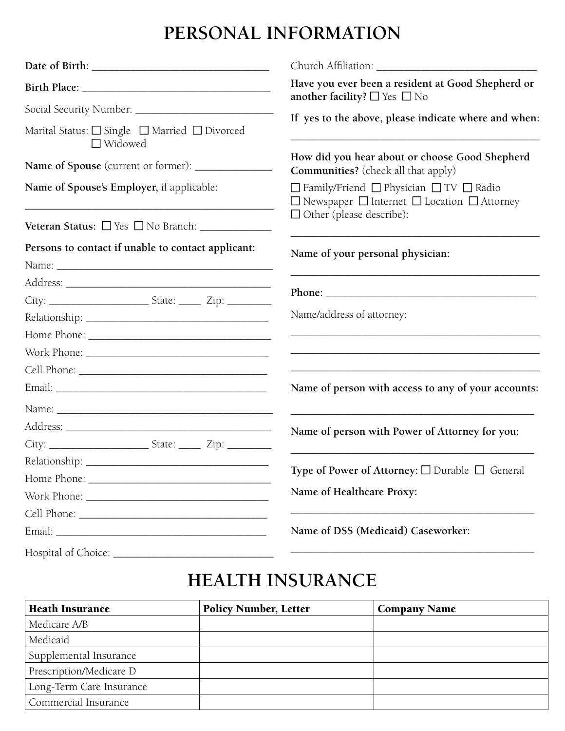# PERSONAL INFORMATION

**Date of Birth:** ________________________________

**Birth Place:** __________________________________

Social Security Number: __________________________

Marital Status: ☐ Single ☐ Married ☐ Divorced ☐ Widowed

**Name of Spouse** (current or former): ______________

**Name of Spouse's Employer,** if applicable:

_____________________________________________

**Veteran Status:** ☐ Yes ☐ No Branch: _____________

**Persons to contact if unable to contact applicant:**

Name: ________________________________________

Address: ______________________________________

City: __________________ State: ____ Zip: ________

Relationship: __________________________________

Home Phone: __________________________________

Work Phone: ___________________________________

Cell Phone: ___________________________________

Email: ________________________________________

Name: ________________________________________

Address: ______________________________________

City: __________________ State: ____ Zip: ________

Relationship: __________________________________

Home Phone: __________________________________

Work Phone: ___________________________________

Cell Phone: ___________________________________

Email: ________________________________________

Hospital of Choice: ____________________________

Church Affiliation: _____________________________

**Have you ever been a resident at Good Shepherd or another facility?** ☐ Yes ☐ No

**If yes to the above, please indicate where and when:**

_____________________________________________

**How did you hear about or choose Good Shepherd Communities?** (check all that apply)

☐ Family/Friend ☐ Physician ☐ TV ☐ Radio ☐ Newspaper ☐ Internet ☐ Location ☐ Attorney ☐ Other (please describe):

_____________________________________________

**Name of your personal physician:**

_____________________________________________

**Phone:** ______________________________________

Name/address of attorney:

_____________________________________________

_____________________________________________

_____________________________________________

**Name of person with access to any of your accounts:**

_____________________________________________

**Name of person with Power of Attorney for you:**

_____________________________________________

**Type of Power of Attorney:** ☐ Durable ☐ General

**Name of Healthcare Proxy:**

_____________________________________________

**Name of DSS (Medicaid) Caseworker:**

_____________________________________________

# HEALTH INSURANCE

| Heath Insurance | Policy Number, Letter | Company Name |
| --- | --- | --- |
| Medicare A/B | | |
| Medicaid | | |
| Supplemental Insurance | | |
| Prescription/Medicare D | | |
| Long-Term Care Insurance | | |
| Commercial Insurance | | |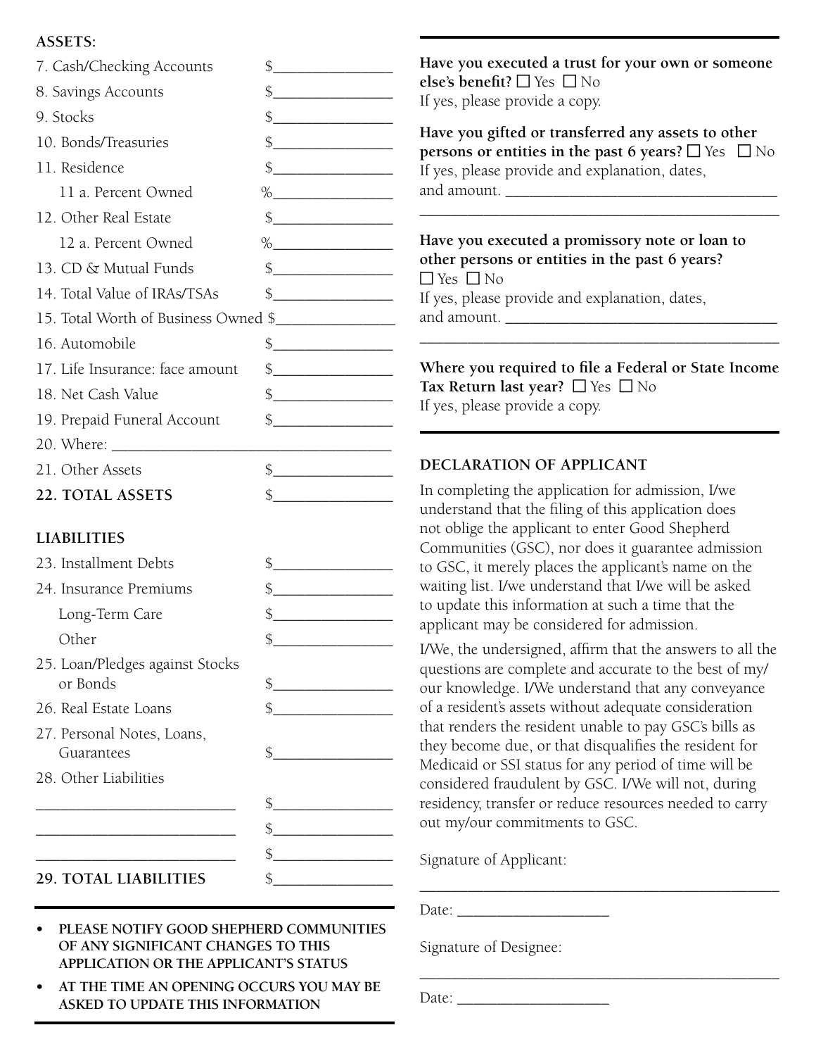**ASSETS:**

7. Cash/Checking Accounts $______________
8. Savings Accounts $______________
9. Stocks $______________
10. Bonds/Treasuries $______________
11. Residence $______________
    11 a. Percent Owned %______________
12. Other Real Estate $______________
    12 a. Percent Owned %______________
13. CD & Mutual Funds $______________
14. Total Value of IRAs/TSAs $______________
15. Total Worth of Business Owned $______________
16. Automobile $______________
17. Life Insurance: face amount $______________
18. Net Cash Value $______________
19. Prepaid Funeral Account $______________
20. Where: ______________________________
21. Other Assets $______________

**22. TOTAL ASSETS** $______________

**LIABILITIES**

23. Installment Debts $______________
24. Insurance Premiums $______________
    Long-Term Care $______________
    Other $______________
25. Loan/Pledges against Stocks or Bonds $______________
26. Real Estate Loans $______________
27. Personal Notes, Loans, Guarantees $______________
28. Other Liabilities
    ______________________ $______________
    ______________________ $______________
    ______________________ $______________

**29. TOTAL LIABILITIES** $______________

- **PLEASE NOTIFY GOOD SHEPHERD COMMUNITIES OF ANY SIGNIFICANT CHANGES TO THIS APPLICATION OR THE APPLICANT'S STATUS**
- **AT THE TIME AN OPENING OCCURS YOU MAY BE ASKED TO UPDATE THIS INFORMATION**

---

**Have you executed a trust for your own or someone else's benefit?** ☐ Yes ☐ No
If yes, please provide a copy.

**Have you gifted or transferred any assets to other persons or entities in the past 6 years?** ☐ Yes ☐ No
If yes, please provide and explanation, dates, and amount. ______________________________
______________________________________________

**Have you executed a promissory note or loan to other persons or entities in the past 6 years?**
☐ Yes ☐ No
If yes, please provide and explanation, dates, and amount. ______________________________
______________________________________________

**Where you required to file a Federal or State Income Tax Return last year?** ☐ Yes ☐ No
If yes, please provide a copy.

---

**DECLARATION OF APPLICANT**

In completing the application for admission, I/we understand that the filing of this application does not oblige the applicant to enter Good Shepherd Communities (GSC), nor does it guarantee admission to GSC, it merely places the applicant's name on the waiting list. I/we understand that I/we will be asked to update this information at such a time that the applicant may be considered for admission.

I/We, the undersigned, affirm that the answers to all the questions are complete and accurate to the best of my/our knowledge. I/We understand that any conveyance of a resident's assets without adequate consideration that renders the resident unable to pay GSC's bills as they become due, or that disqualifies the resident for Medicaid or SSI status for any period of time will be considered fraudulent by GSC. I/We will not, during residency, transfer or reduce resources needed to carry out my/our commitments to GSC.

Signature of Applicant:

______________________________________________

Date: ________________

Signature of Designee:

______________________________________________

Date: ________________